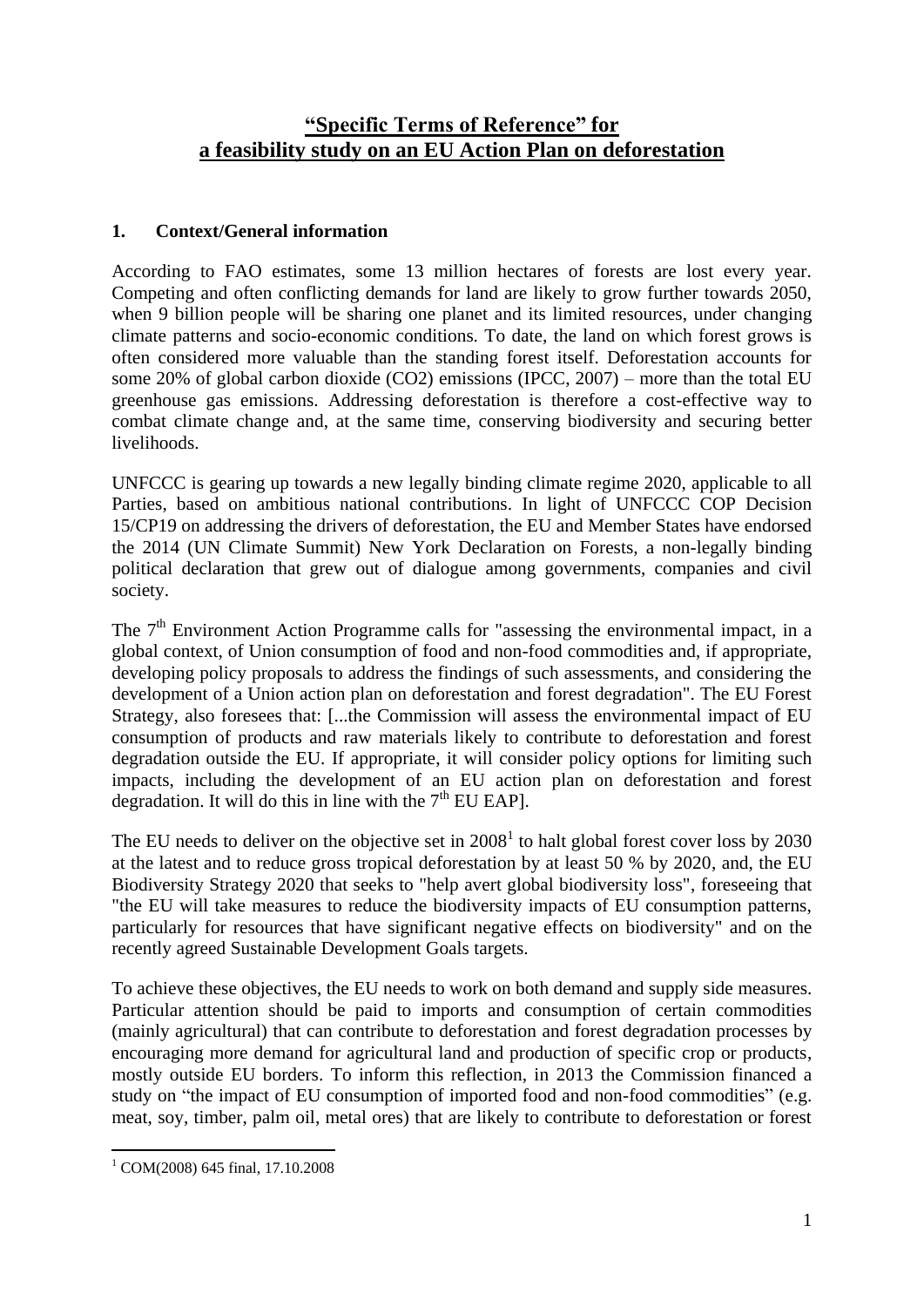# "Specific Terms of Reference" for a feasibility study on an EU Action Plan on deforestation

## 1. Context/General information

According to FAO estimates, some 13 million hectares of forests are lost every year. Competing and often conflicting demands for land are likely to grow further towards 2050, when 9 billion people will be sharing one planet and its limited resources, under changing climate patterns and socio-economic conditions. To date, the land on which forest grows is often considered more valuable than the standing forest itself. Deforestation accounts for some 20% of global carbon dioxide ($CO_2$) emissions (IPCC, 2007) – more than the total EU greenhouse gas emissions. Addressing deforestation is therefore a cost-effective way to combat climate change and, at the same time, conserving biodiversity and securing better livelihoods.

UNFCCC is gearing up towards a new legally binding climate regime 2020, applicable to all Parties, based on ambitious national contributions. In light of UNFCCC COP Decision 15/CP19 on addressing the drivers of deforestation, the EU and Member States have endorsed the 2014 (UN Climate Summit) New York Declaration on Forests, a non-legally binding political declaration that grew out of dialogue among governments, companies and civil society.

The 7th Environment Action Programme calls for "assessing the environmental impact, in a global context, of Union consumption of food and non-food commodities and, if appropriate, developing policy proposals to address the findings of such assessments, and considering the development of a Union action plan on deforestation and forest degradation". The EU Forest Strategy, also foresees that: [...the Commission will assess the environmental impact of EU consumption of products and raw materials likely to contribute to deforestation and forest degradation outside the EU. If appropriate, it will consider policy options for limiting such impacts, including the development of an EU action plan on deforestation and forest degradation. It will do this in line with the 7th EU EAP].

The EU needs to deliver on the objective set in 2008[1] to halt global forest cover loss by 2030 at the latest and to reduce gross tropical deforestation by at least 50 % by 2020, and, the EU Biodiversity Strategy 2020 that seeks to "help avert global biodiversity loss", foreseeing that "the EU will take measures to reduce the biodiversity impacts of EU consumption patterns, particularly for resources that have significant negative effects on biodiversity" and on the recently agreed Sustainable Development Goals targets.

To achieve these objectives, the EU needs to work on both demand and supply side measures. Particular attention should be paid to imports and consumption of certain commodities (mainly agricultural) that can contribute to deforestation and forest degradation processes by encouraging more demand for agricultural land and production of specific crop or products, mostly outside EU borders. To inform this reflection, in 2013 the Commission financed a study on "the impact of EU consumption of imported food and non-food commodities" (e.g. meat, soy, timber, palm oil, metal ores) that are likely to contribute to deforestation or forest

---

[1] COM(2008) 645 final, 17.10.2008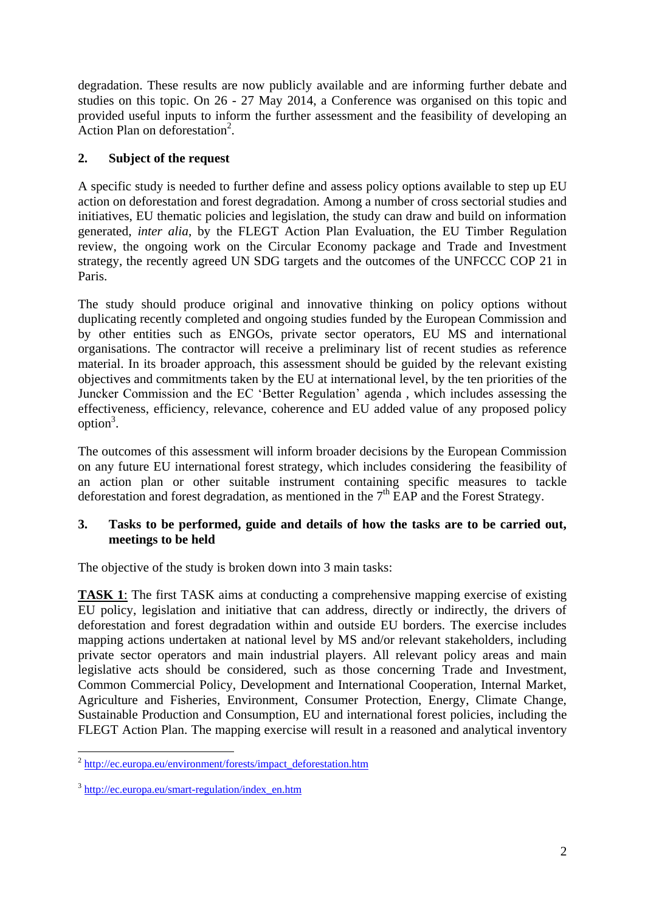degradation. These results are now publicly available and are informing further debate and studies on this topic. On 26 - 27 May 2014, a Conference was organised on this topic and provided useful inputs to inform the further assessment and the feasibility of developing an Action Plan on deforestation[2].

## 2. Subject of the request

A specific study is needed to further define and assess policy options available to step up EU action on deforestation and forest degradation. Among a number of cross sectorial studies and initiatives, EU thematic policies and legislation, the study can draw and build on information generated, *inter alia*, by the FLEGT Action Plan Evaluation, the EU Timber Regulation review, the ongoing work on the Circular Economy package and Trade and Investment strategy, the recently agreed UN SDG targets and the outcomes of the UNFCCC COP 21 in Paris.

The study should produce original and innovative thinking on policy options without duplicating recently completed and ongoing studies funded by the European Commission and by other entities such as ENGOs, private sector operators, EU MS and international organisations. The contractor will receive a preliminary list of recent studies as reference material. In its broader approach, this assessment should be guided by the relevant existing objectives and commitments taken by the EU at international level, by the ten priorities of the Juncker Commission and the EC 'Better Regulation' agenda , which includes assessing the effectiveness, efficiency, relevance, coherence and EU added value of any proposed policy option[3].

The outcomes of this assessment will inform broader decisions by the European Commission on any future EU international forest strategy, which includes considering the feasibility of an action plan or other suitable instrument containing specific measures to tackle deforestation and forest degradation, as mentioned in the 7th EAP and the Forest Strategy.

## 3. Tasks to be performed, guide and details of how the tasks are to be carried out, meetings to be held

The objective of the study is broken down into 3 main tasks:

**TASK 1**: The first TASK aims at conducting a comprehensive mapping exercise of existing EU policy, legislation and initiative that can address, directly or indirectly, the drivers of deforestation and forest degradation within and outside EU borders. The exercise includes mapping actions undertaken at national level by MS and/or relevant stakeholders, including private sector operators and main industrial players. All relevant policy areas and main legislative acts should be considered, such as those concerning Trade and Investment, Common Commercial Policy, Development and International Cooperation, Internal Market, Agriculture and Fisheries, Environment, Consumer Protection, Energy, Climate Change, Sustainable Production and Consumption, EU and international forest policies, including the FLEGT Action Plan. The mapping exercise will result in a reasoned and analytical inventory

---

[2] http://ec.europa.eu/environment/forests/impact_deforestation.htm

[3] http://ec.europa.eu/smart-regulation/index_en.htm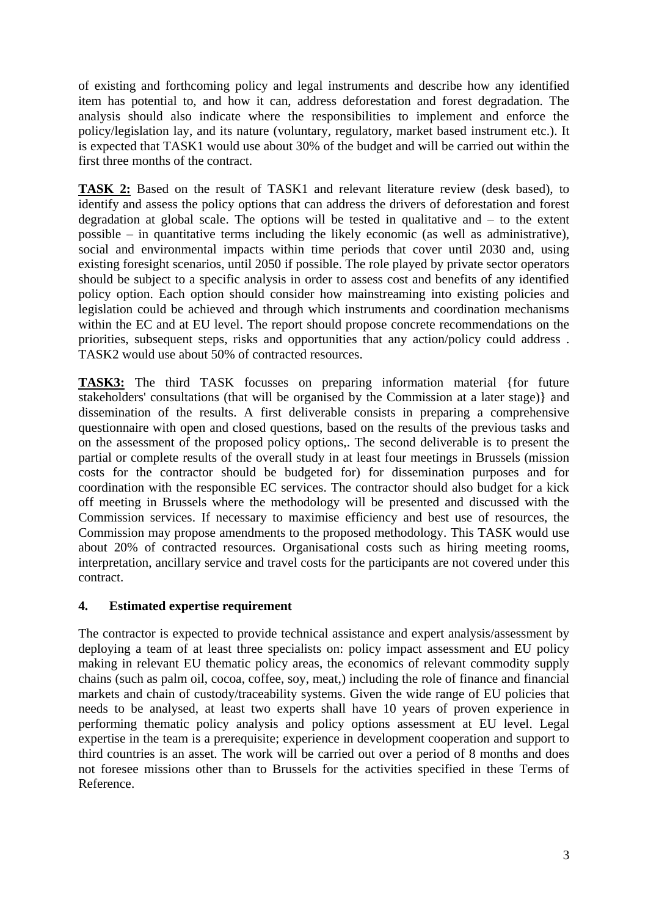of existing and forthcoming policy and legal instruments and describe how any identified item has potential to, and how it can, address deforestation and forest degradation. The analysis should also indicate where the responsibilities to implement and enforce the policy/legislation lay, and its nature (voluntary, regulatory, market based instrument etc.). It is expected that TASK1 would use about 30% of the budget and will be carried out within the first three months of the contract.

**TASK 2:** Based on the result of TASK1 and relevant literature review (desk based), to identify and assess the policy options that can address the drivers of deforestation and forest degradation at global scale. The options will be tested in qualitative and – to the extent possible – in quantitative terms including the likely economic (as well as administrative), social and environmental impacts within time periods that cover until 2030 and, using existing foresight scenarios, until 2050 if possible. The role played by private sector operators should be subject to a specific analysis in order to assess cost and benefits of any identified policy option. Each option should consider how mainstreaming into existing policies and legislation could be achieved and through which instruments and coordination mechanisms within the EC and at EU level. The report should propose concrete recommendations on the priorities, subsequent steps, risks and opportunities that any action/policy could address . TASK2 would use about 50% of contracted resources.

**TASK3:** The third TASK focusses on preparing information material {for future stakeholders' consultations (that will be organised by the Commission at a later stage)} and dissemination of the results. A first deliverable consists in preparing a comprehensive questionnaire with open and closed questions, based on the results of the previous tasks and on the assessment of the proposed policy options,. The second deliverable is to present the partial or complete results of the overall study in at least four meetings in Brussels (mission costs for the contractor should be budgeted for) for dissemination purposes and for coordination with the responsible EC services. The contractor should also budget for a kick off meeting in Brussels where the methodology will be presented and discussed with the Commission services. If necessary to maximise efficiency and best use of resources, the Commission may propose amendments to the proposed methodology. This TASK would use about 20% of contracted resources. Organisational costs such as hiring meeting rooms, interpretation, ancillary service and travel costs for the participants are not covered under this contract.

## 4. Estimated expertise requirement

The contractor is expected to provide technical assistance and expert analysis/assessment by deploying a team of at least three specialists on: policy impact assessment and EU policy making in relevant EU thematic policy areas, the economics of relevant commodity supply chains (such as palm oil, cocoa, coffee, soy, meat,) including the role of finance and financial markets and chain of custody/traceability systems. Given the wide range of EU policies that needs to be analysed, at least two experts shall have 10 years of proven experience in performing thematic policy analysis and policy options assessment at EU level. Legal expertise in the team is a prerequisite; experience in development cooperation and support to third countries is an asset. The work will be carried out over a period of 8 months and does not foresee missions other than to Brussels for the activities specified in these Terms of Reference.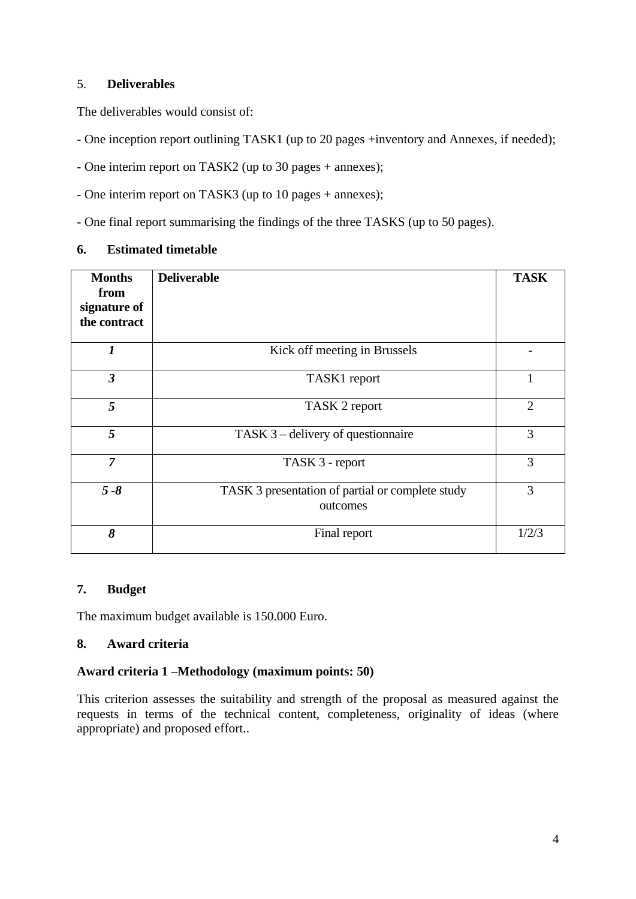## 5. **Deliverables**

The deliverables would consist of:

- One inception report outlining TASK1 (up to 20 pages +inventory and Annexes, if needed);

- One interim report on TASK2 (up to 30 pages + annexes);

- One interim report on TASK3 (up to 10 pages + annexes);

- One final report summarising the findings of the three TASKS (up to 50 pages).

## 6. **Estimated timetable**

| Months from signature of the contract | Deliverable | TASK |
|---|---|---|
| *1* | Kick off meeting in Brussels | - |
| *3* | TASK1 report | 1 |
| *5* | TASK 2 report | 2 |
| *5* | TASK 3 – delivery of questionnaire | 3 |
| *7* | TASK 3 - report | 3 |
| *5 -8* | TASK 3 presentation of partial or complete study outcomes | 3 |
| *8* | Final report | 1/2/3 |

## 7. **Budget**

The maximum budget available is 150.000 Euro.

## 8. **Award criteria**

**Award criteria 1 –Methodology (maximum points: 50)**

This criterion assesses the suitability and strength of the proposal as measured against the requests in terms of the technical content, completeness, originality of ideas (where appropriate) and proposed effort..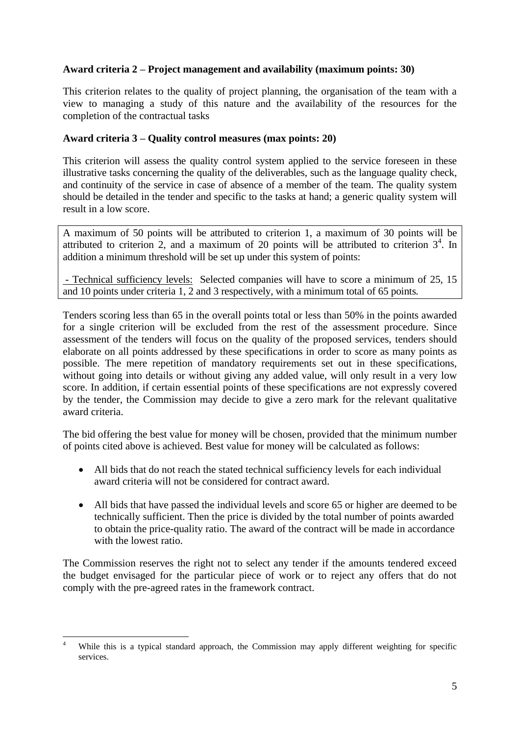**Award criteria 2 – Project management and availability (maximum points: 30)**

This criterion relates to the quality of project planning, the organisation of the team with a view to managing a study of this nature and the availability of the resources for the completion of the contractual tasks

**Award criteria 3 – Quality control measures (max points: 20)**

This criterion will assess the quality control system applied to the service foreseen in these illustrative tasks concerning the quality of the deliverables, such as the language quality check, and continuity of the service in case of absence of a member of the team. The quality system should be detailed in the tender and specific to the tasks at hand; a generic quality system will result in a low score.

A maximum of 50 points will be attributed to criterion 1, a maximum of 30 points will be attributed to criterion 2, and a maximum of 20 points will be attributed to criterion 3[4]. In addition a minimum threshold will be set up under this system of points:

- Technical sufficiency levels: Selected companies will have to score a minimum of 25, 15 and 10 points under criteria 1, 2 and 3 respectively, with a minimum total of 65 points.

Tenders scoring less than 65 in the overall points total or less than 50% in the points awarded for a single criterion will be excluded from the rest of the assessment procedure. Since assessment of the tenders will focus on the quality of the proposed services, tenders should elaborate on all points addressed by these specifications in order to score as many points as possible. The mere repetition of mandatory requirements set out in these specifications, without going into details or without giving any added value, will only result in a very low score. In addition, if certain essential points of these specifications are not expressly covered by the tender, the Commission may decide to give a zero mark for the relevant qualitative award criteria.

The bid offering the best value for money will be chosen, provided that the minimum number of points cited above is achieved. Best value for money will be calculated as follows:

- All bids that do not reach the stated technical sufficiency levels for each individual award criteria will not be considered for contract award.
- All bids that have passed the individual levels and score 65 or higher are deemed to be technically sufficient. Then the price is divided by the total number of points awarded to obtain the price-quality ratio. The award of the contract will be made in accordance with the lowest ratio.

The Commission reserves the right not to select any tender if the amounts tendered exceed the budget envisaged for the particular piece of work or to reject any offers that do not comply with the pre-agreed rates in the framework contract.

[4] While this is a typical standard approach, the Commission may apply different weighting for specific services.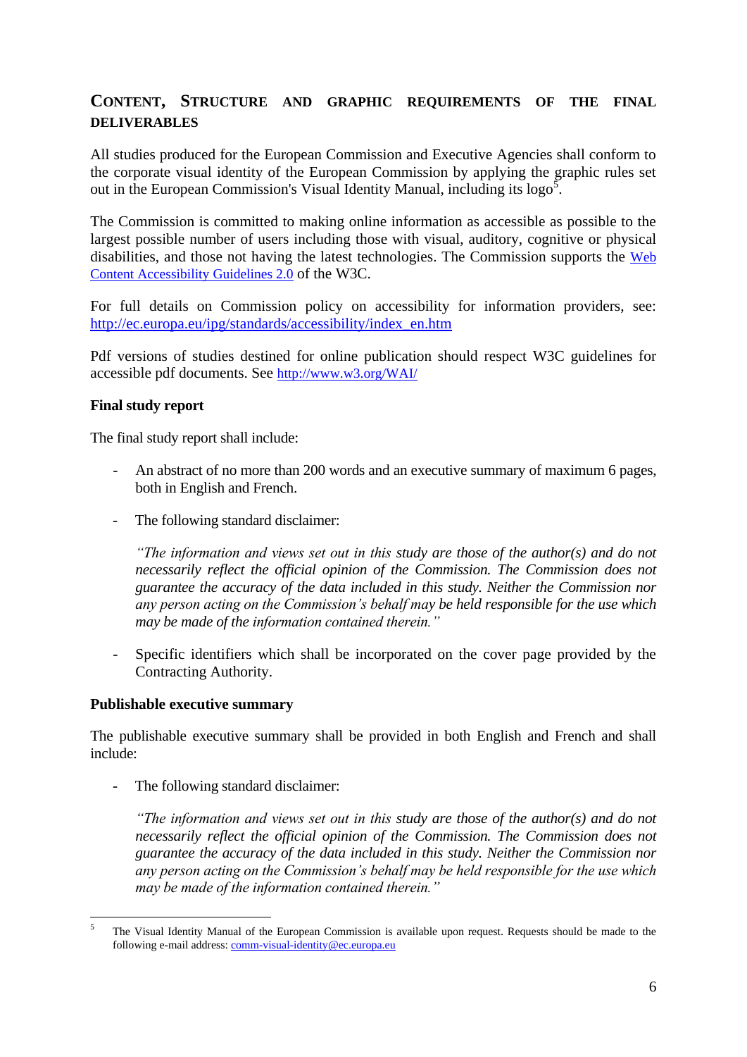## CONTENT, STRUCTURE AND GRAPHIC REQUIREMENTS OF THE FINAL DELIVERABLES

All studies produced for the European Commission and Executive Agencies shall conform to the corporate visual identity of the European Commission by applying the graphic rules set out in the European Commission's Visual Identity Manual, including its logo[5].

The Commission is committed to making online information as accessible as possible to the largest possible number of users including those with visual, auditory, cognitive or physical disabilities, and those not having the latest technologies. The Commission supports the Web Content Accessibility Guidelines 2.0 of the W3C.

For full details on Commission policy on accessibility for information providers, see: http://ec.europa.eu/ipg/standards/accessibility/index_en.htm

Pdf versions of studies destined for online publication should respect W3C guidelines for accessible pdf documents. See http://www.w3.org/WAI/

**Final study report**

The final study report shall include:

- An abstract of no more than 200 words and an executive summary of maximum 6 pages, both in English and French.
- The following standard disclaimer:

  *"The information and views set out in this study are those of the author(s) and do not necessarily reflect the official opinion of the Commission. The Commission does not guarantee the accuracy of the data included in this study. Neither the Commission nor any person acting on the Commission's behalf may be held responsible for the use which may be made of the information contained therein."*

- Specific identifiers which shall be incorporated on the cover page provided by the Contracting Authority.

**Publishable executive summary**

The publishable executive summary shall be provided in both English and French and shall include:

- The following standard disclaimer:

  *"The information and views set out in this study are those of the author(s) and do not necessarily reflect the official opinion of the Commission. The Commission does not guarantee the accuracy of the data included in this study. Neither the Commission nor any person acting on the Commission's behalf may be held responsible for the use which may be made of the information contained therein."*

---

[5] The Visual Identity Manual of the European Commission is available upon request. Requests should be made to the following e-mail address: comm-visual-identity@ec.europa.eu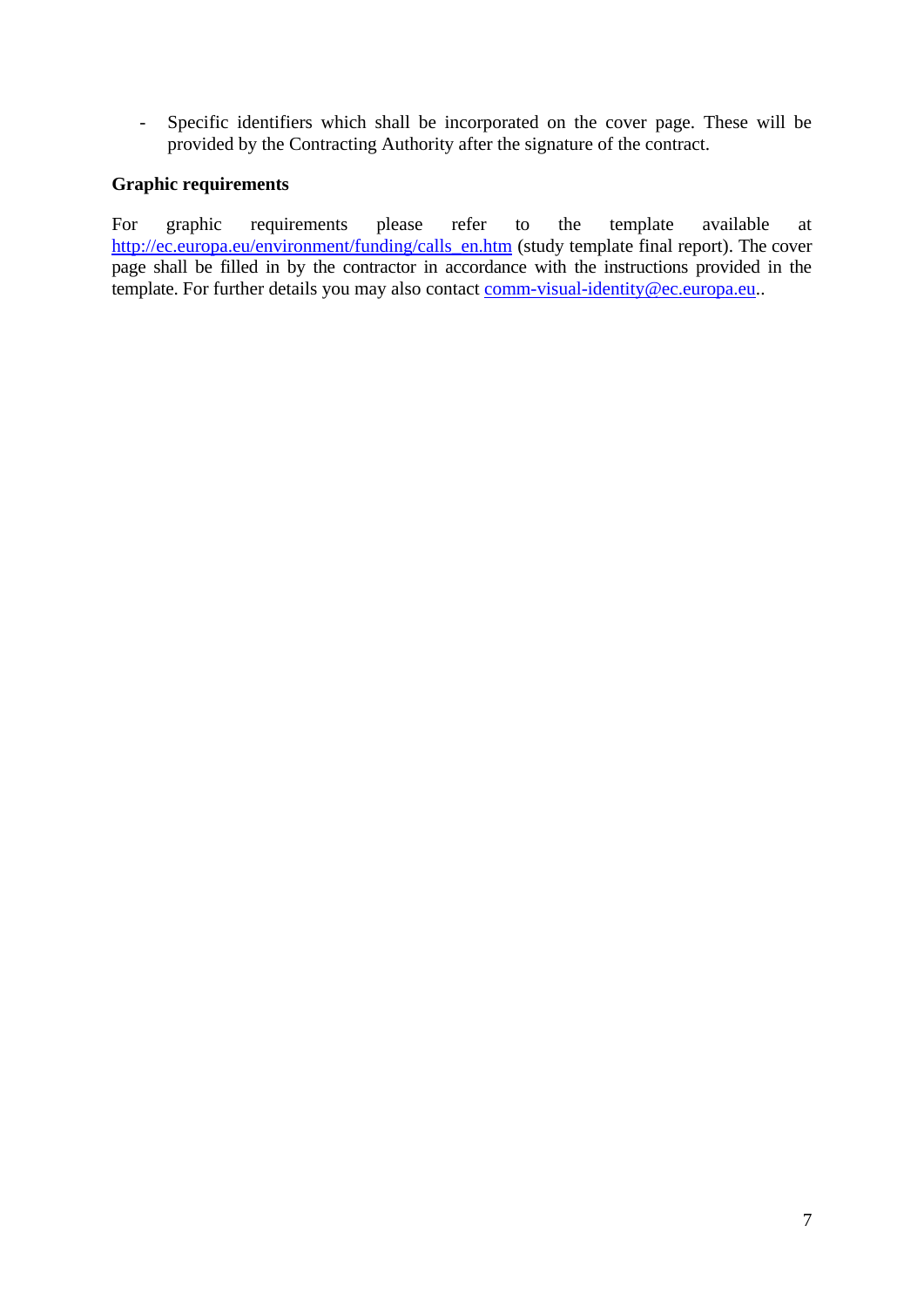- Specific identifiers which shall be incorporated on the cover page. These will be provided by the Contracting Authority after the signature of the contract.

**Graphic requirements**

For graphic requirements please refer to the template available at http://ec.europa.eu/environment/funding/calls_en.htm (study template final report). The cover page shall be filled in by the contractor in accordance with the instructions provided in the template. For further details you may also contact comm-visual-identity@ec.europa.eu..